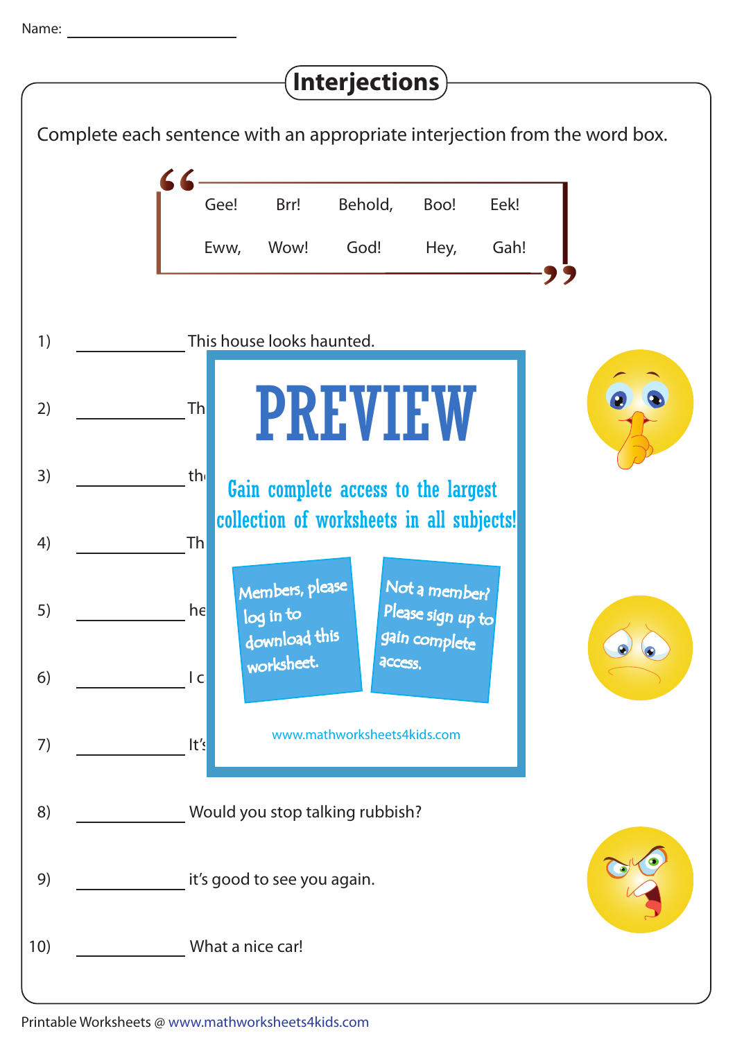Name: ____________________

# Interjections

Complete each sentence with an appropriate interjection from the word box.

| Gee! | Brr! | Behold, | Boo! | Eek! |
|---|---|---|---|---|
| Eww, | Wow! | God! | Hey, | Gah! |

1) ____________ This house looks haunted.

2) ____________ Th

3) ____________ th

4) ____________ Th

5) ____________ he

6) ____________ I c

7) ____________ It's

8) ____________ Would you stop talking rubbish?

9) ____________ it's good to see you again.

10) ____________ What a nice car!

PREVIEW

Gain complete access to the largest collection of worksheets in all subjects!

Members, please log in to download this worksheet.

Not a member? Please sign up to gain complete access.

www.mathworksheets4kids.com

Printable Worksheets @ www.mathworksheets4kids.com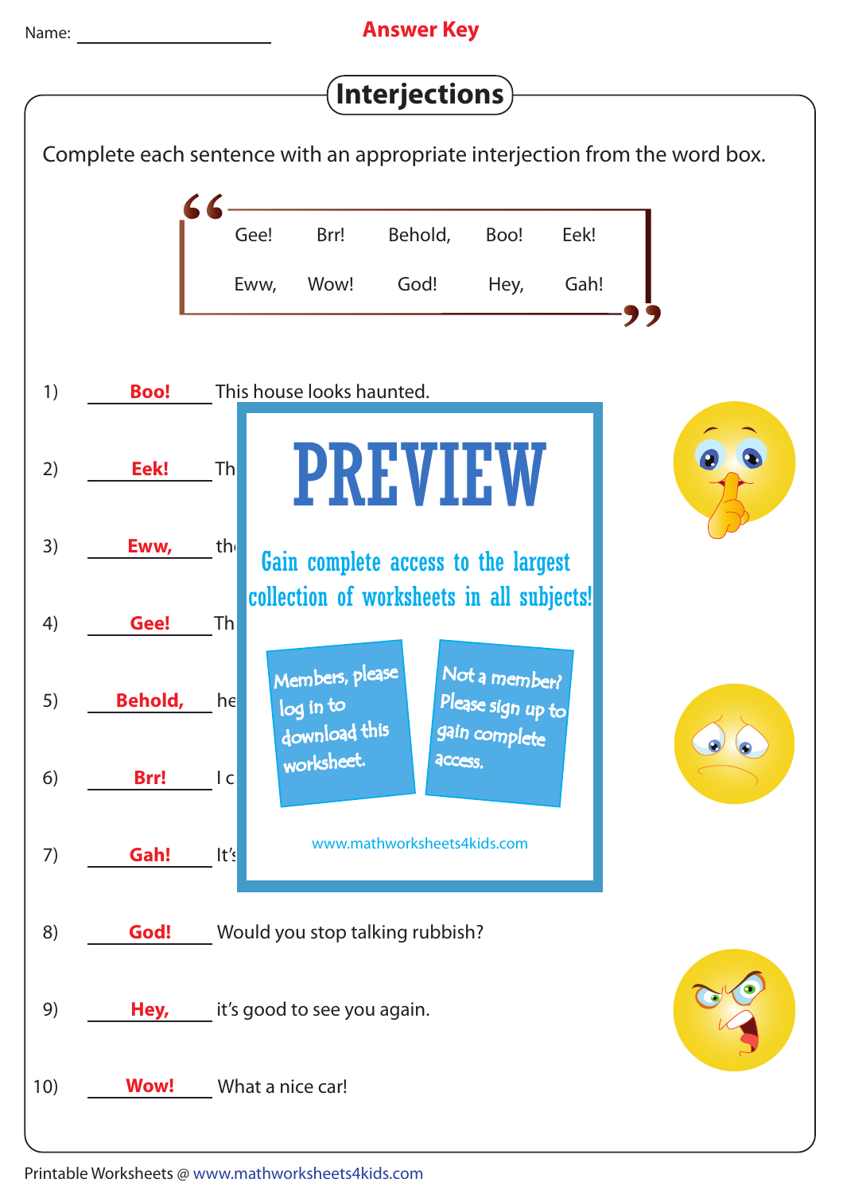Name: ____________________

**Answer Key**

# Interjections

Complete each sentence with an appropriate interjection from the word box.

| | | | | |
|---|---|---|---|---|
| Gee! | Brr! | Behold, | Boo! | Eek! |
| Eww, | Wow! | God! | Hey, | Gah! |

1) **Boo!** This house looks haunted.

2) **Eek!** Th

3) **Eww,** th

4) **Gee!** Th

5) **Behold,** he

6) **Brr!** I c

7) **Gah!** It's

8) **God!** Would you stop talking rubbish?

9) **Hey,** it's good to see you again.

10) **Wow!** What a nice car!

PREVIEW

Gain complete access to the largest collection of worksheets in all subjects!

Members, please log in to download this worksheet.

Not a member? Please sign up to gain complete access.

www.mathworksheets4kids.com

Printable Worksheets @ www.mathworksheets4kids.com